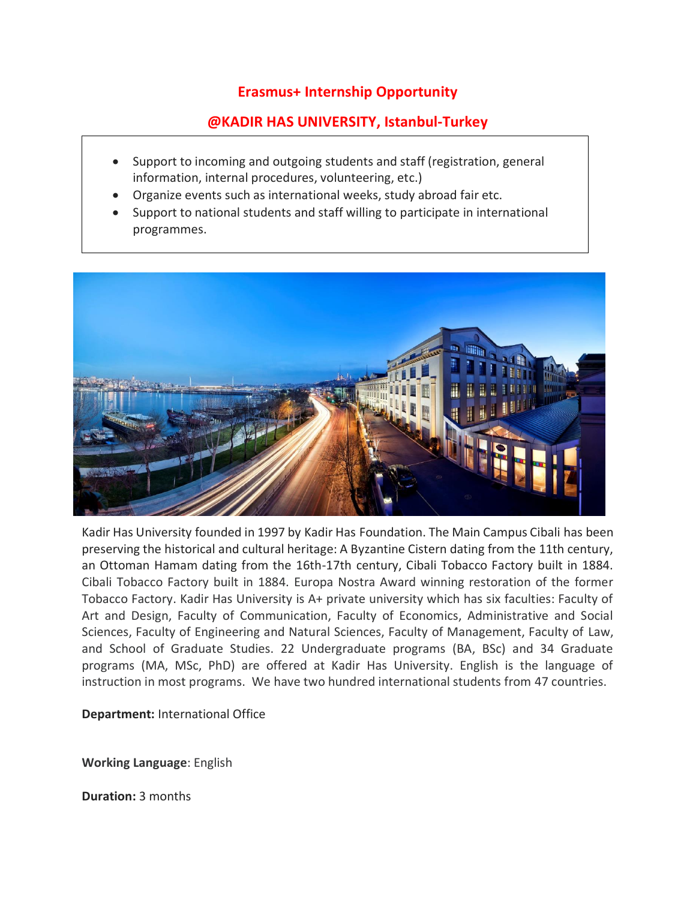## Erasmus+ Internship Opportunity

## @KADIR HAS UNIVERSITY, Istanbul-Turkey

- Support to incoming and outgoing students and staff (registration, general information, internal procedures, volunteering, etc.)
- Organize events such as international weeks, study abroad fair etc.
- Support to national students and staff willing to participate in international programmes.

Kadir Has University founded in 1997 by Kadir Has Foundation. The Main Campus Cibali has been preserving the historical and cultural heritage: A Byzantine Cistern dating from the 11th century, an Ottoman Hamam dating from the 16th-17th century, Cibali Tobacco Factory built in 1884. Cibali Tobacco Factory built in 1884. Europa Nostra Award winning restoration of the former Tobacco Factory. Kadir Has University is A+ private university which has six faculties: Faculty of Art and Design, Faculty of Communication, Faculty of Economics, Administrative and Social Sciences, Faculty of Engineering and Natural Sciences, Faculty of Management, Faculty of Law, and School of Graduate Studies. 22 Undergraduate programs (BA, BSc) and 34 Graduate programs (MA, MSc, PhD) are offered at Kadir Has University. English is the language of instruction in most programs. We have two hundred international students from 47 countries.

**Department:** International Office

**Working Language**: English

**Duration:** 3 months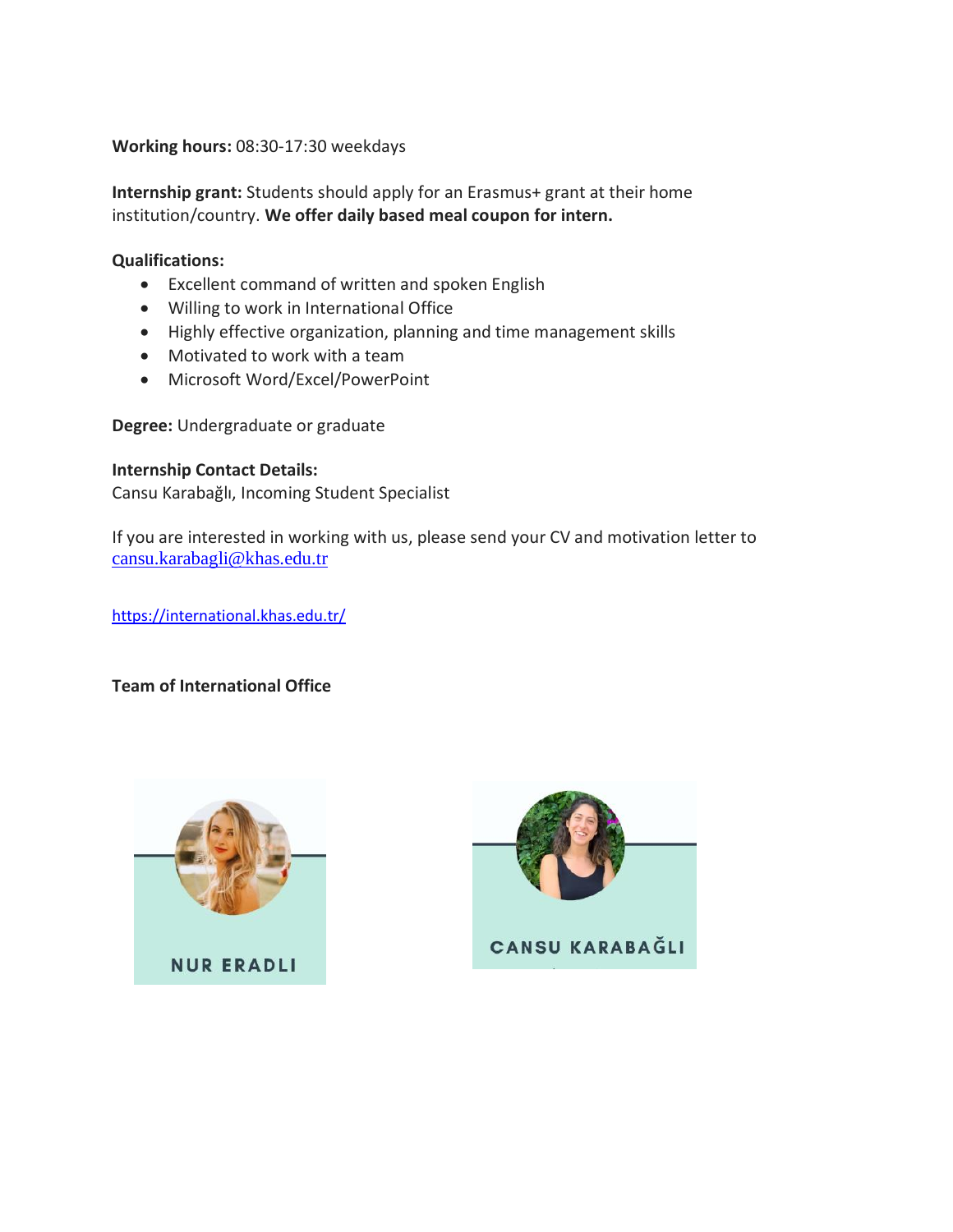**Working hours:** 08:30-17:30 weekdays

**Internship grant:** Students should apply for an Erasmus+ grant at their home institution/country. **We offer daily based meal coupon for intern.**

**Qualifications:**

- Excellent command of written and spoken English
- Willing to work in International Office
- Highly effective organization, planning and time management skills
- Motivated to work with a team
- Microsoft Word/Excel/PowerPoint

**Degree:** Undergraduate or graduate

**Internship Contact Details:**
Cansu Karabağlı, Incoming Student Specialist

If you are interested in working with us, please send your CV and motivation letter to cansu.karabagli@khas.edu.tr

https://international.khas.edu.tr/

**Team of International Office**

NUR ERADLI

CANSU KARABAĞLI